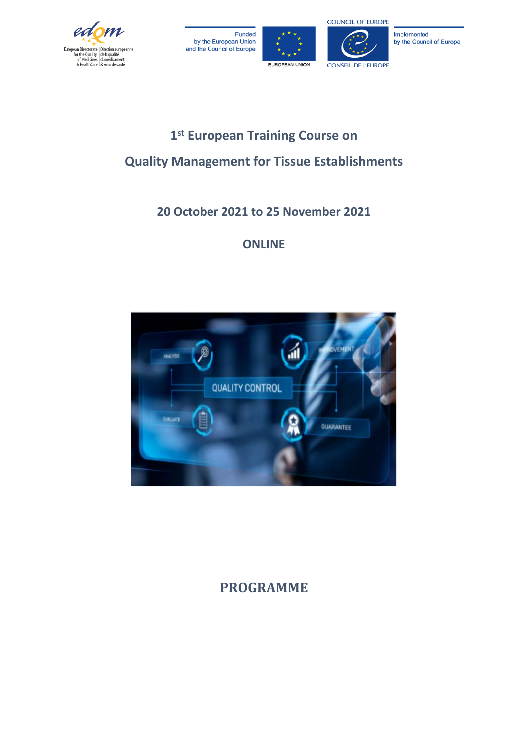Funded by the European Union and the Council of Europe

Implemented by the Council of Europe

# 1st European Training Course on Quality Management for Tissue Establishments

## 20 October 2021 to 25 November 2021

## ONLINE

# PROGRAMME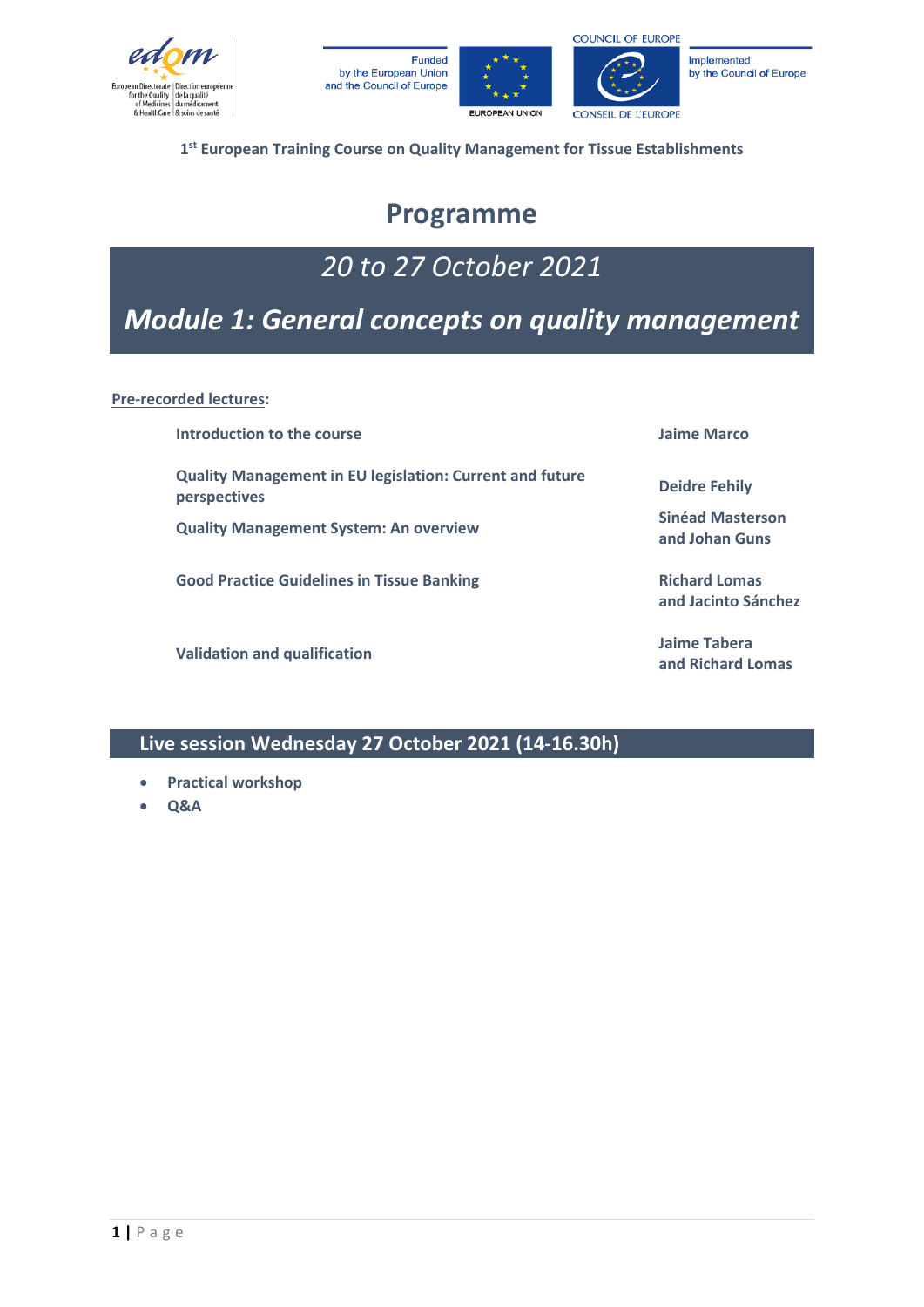Funded by the European Union and the Council of Europe

EUROPEAN UNION

COUNCIL OF EUROPE

CONSEIL DE L'EUROPE

Implemented by the Council of Europe

1st European Training Course on Quality Management for Tissue Establishments

# Programme

## *20 to 27 October 2021*

## *Module 1: General concepts on quality management*

**Pre-recorded lectures:**

| Lecture | Speaker(s) |
| --- | --- |
| **Introduction to the course** | **Jaime Marco** |
| **Quality Management in EU legislation: Current and future perspectives** | **Deidre Fehily** |
| **Quality Management System: An overview** | **Sinéad Masterson and Johan Guns** |
| **Good Practice Guidelines in Tissue Banking** | **Richard Lomas and Jacinto Sánchez** |
| **Validation and qualification** | **Jaime Tabera and Richard Lomas** |

## Live session Wednesday 27 October 2021 (14-16.30h)

- **Practical workshop**
- **Q&A**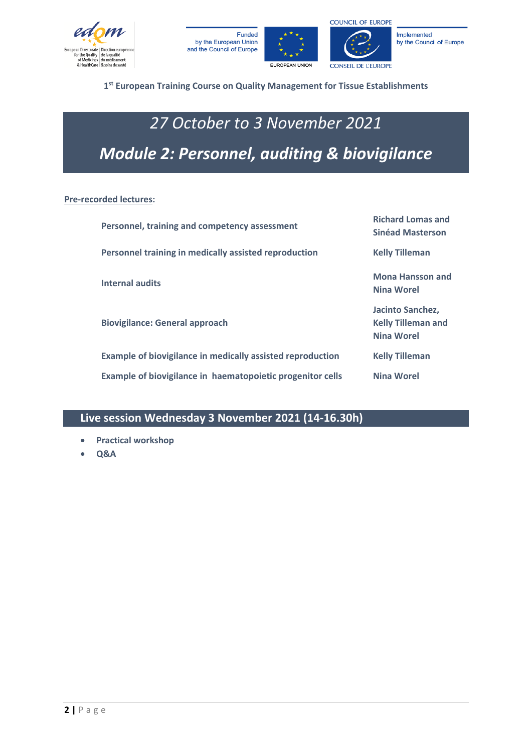**1st European Training Course on Quality Management for Tissue Establishments**

## *27 October to 3 November 2021*

# *Module 2: Personnel, auditing & biovigilance*

**Pre-recorded lectures:**

| | |
|---|---|
| **Personnel, training and competency assessment** | **Richard Lomas and Sinéad Masterson** |
| **Personnel training in medically assisted reproduction** | **Kelly Tilleman** |
| **Internal audits** | **Mona Hansson and Nina Worel** |
| **Biovigilance: General approach** | **Jacinto Sanchez, Kelly Tilleman and Nina Worel** |
| **Example of biovigilance in medically assisted reproduction** | **Kelly Tilleman** |
| **Example of biovigilance in haematopoietic progenitor cells** | **Nina Worel** |

## Live session Wednesday 3 November 2021 (14-16.30h)

- **Practical workshop**
- **Q&A**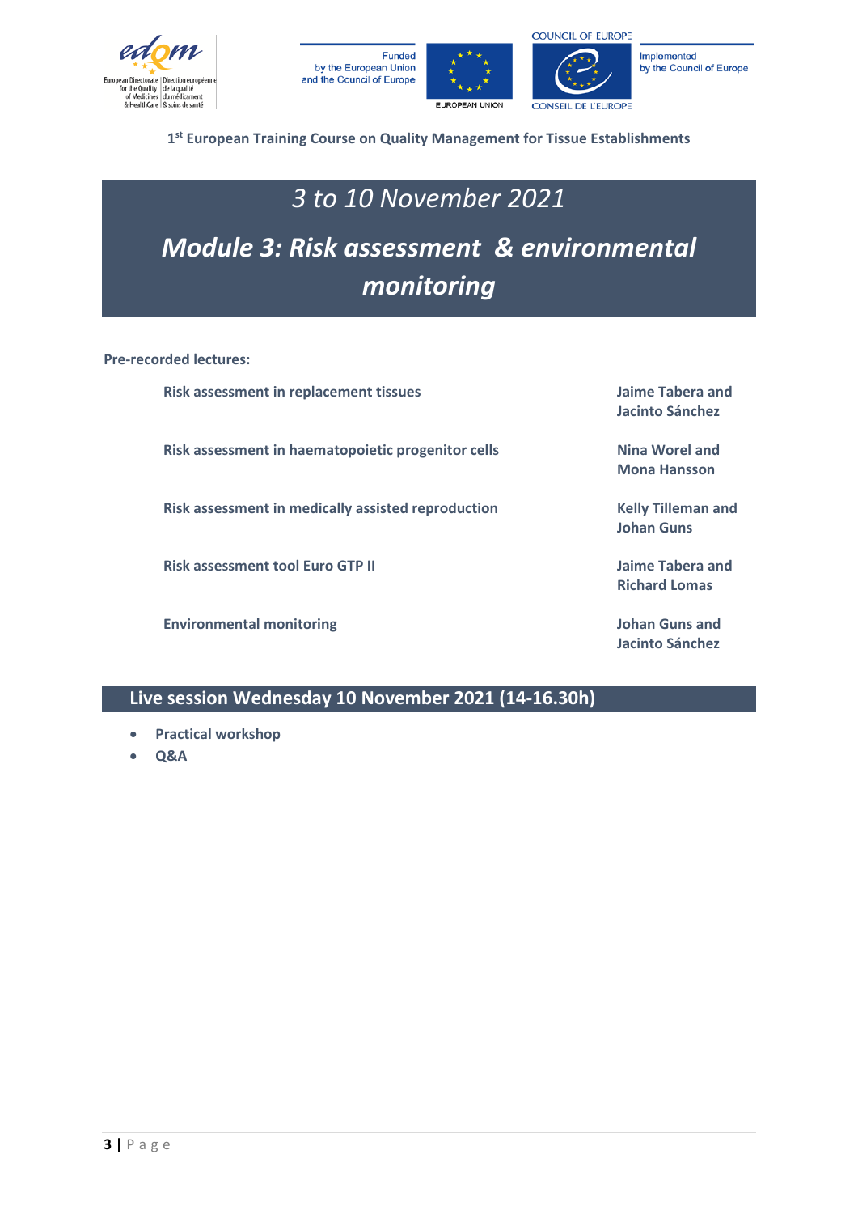**1[st] European Training Course on Quality Management for Tissue Establishments**

# *3 to 10 November 2021*

# *Module 3: Risk assessment & environmental monitoring*

**Pre-recorded lectures:**

| Lecture | Speakers |
| --- | --- |
| **Risk assessment in replacement tissues** | **Jaime Tabera and Jacinto Sánchez** |
| **Risk assessment in haematopoietic progenitor cells** | **Nina Worel and Mona Hansson** |
| **Risk assessment in medically assisted reproduction** | **Kelly Tilleman and Johan Guns** |
| **Risk assessment tool Euro GTP II** | **Jaime Tabera and Richard Lomas** |
| **Environmental monitoring** | **Johan Guns and Jacinto Sánchez** |

## Live session Wednesday 10 November 2021 (14-16.30h)

- **Practical workshop**
- **Q&A**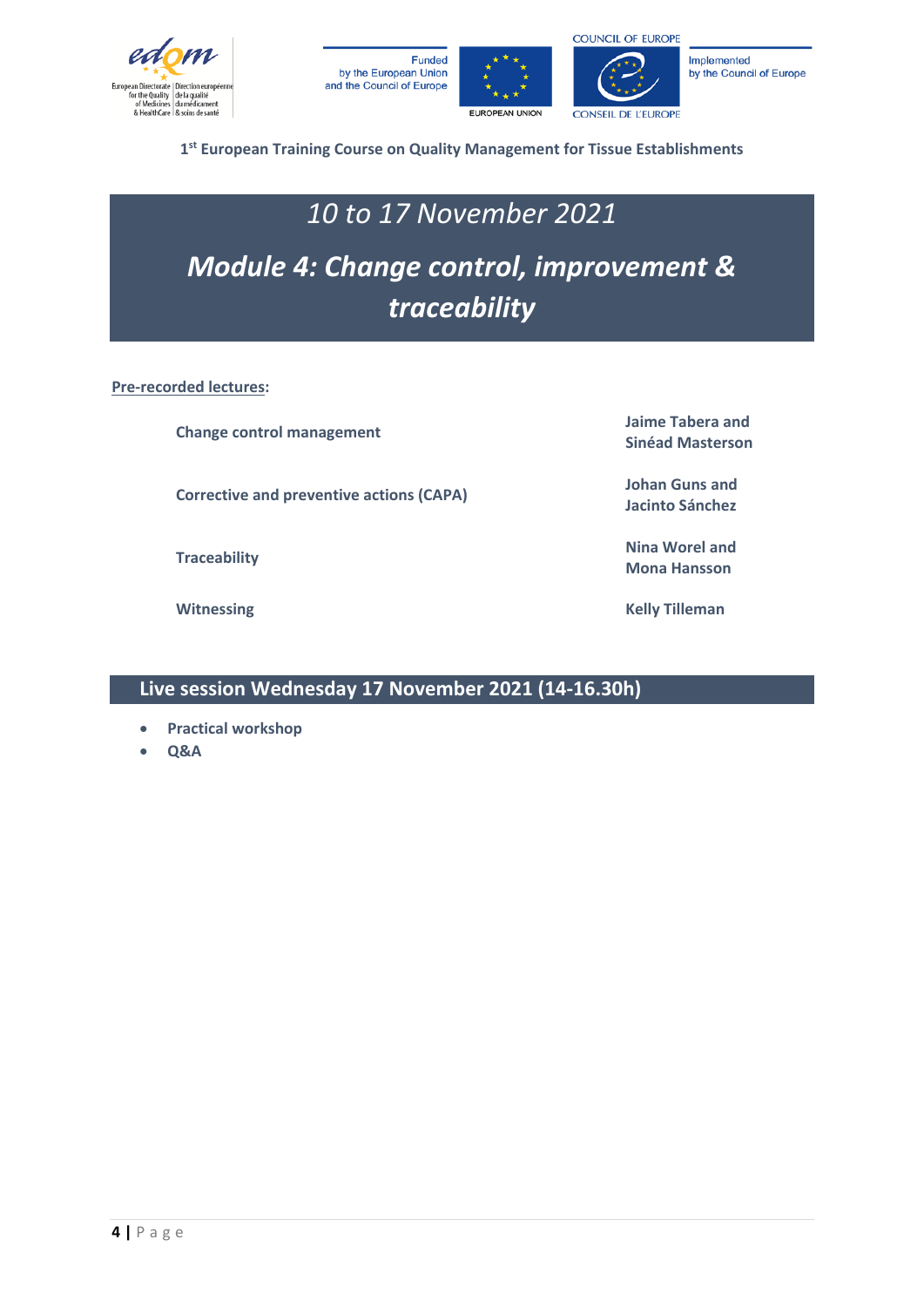1st European Training Course on Quality Management for Tissue Establishments

# 10 to 17 November 2021

# Module 4: Change control, improvement & traceability

**Pre-recorded lectures:**

| | |
|---|---|
| **Change control management** | **Jaime Tabera and Sinéad Masterson** |
| **Corrective and preventive actions (CAPA)** | **Johan Guns and Jacinto Sánchez** |
| **Traceability** | **Nina Worel and Mona Hansson** |
| **Witnessing** | **Kelly Tilleman** |

## Live session Wednesday 17 November 2021 (14-16.30h)

- **Practical workshop**
- **Q&A**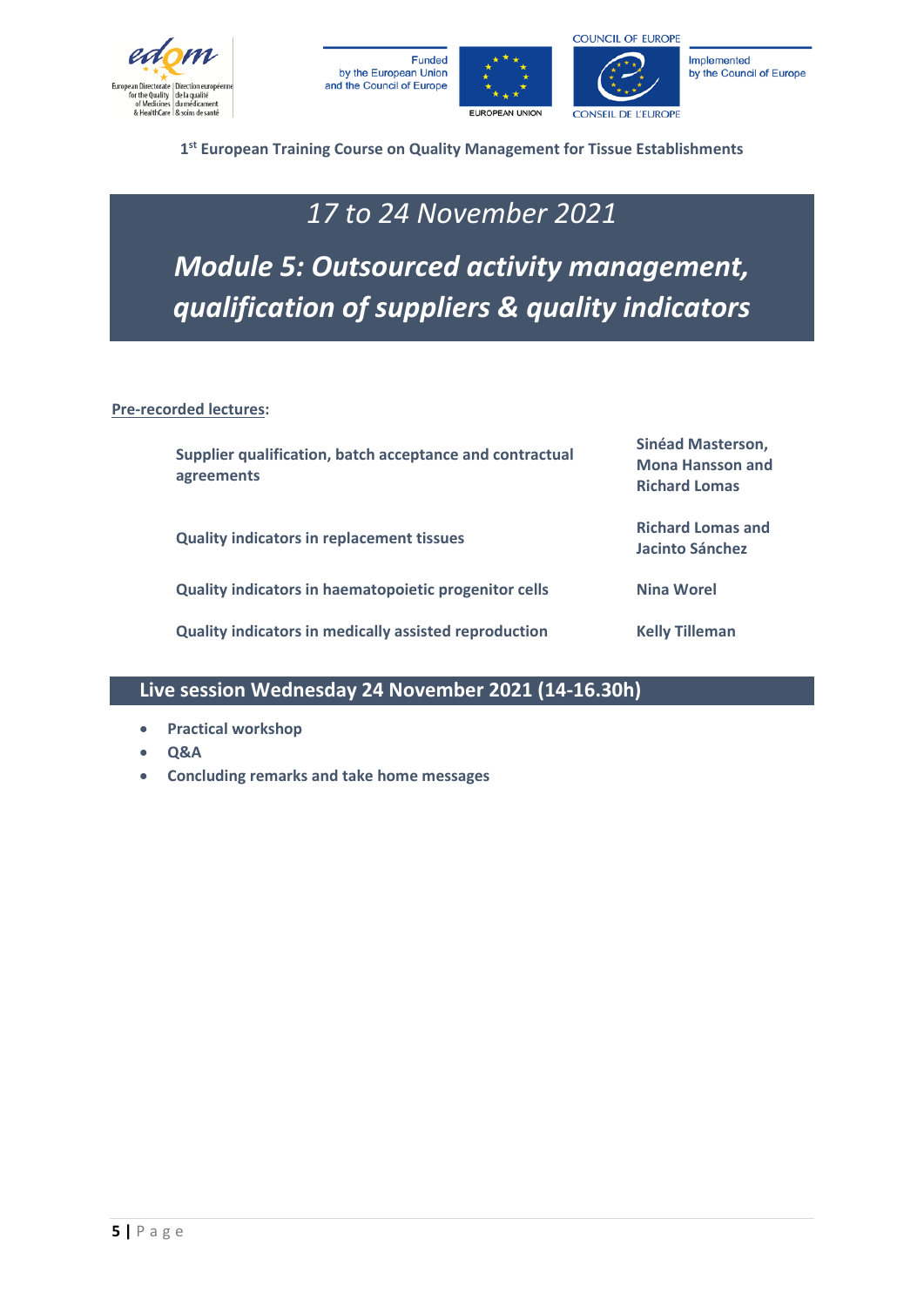1st European Training Course on Quality Management for Tissue Establishments

## 17 to 24 November 2021

# Module 5: Outsourced activity management, qualification of suppliers & quality indicators

**Pre-recorded lectures:**

| | |
|---|---|
| **Supplier qualification, batch acceptance and contractual agreements** | **Sinéad Masterson, Mona Hansson and Richard Lomas** |
| **Quality indicators in replacement tissues** | **Richard Lomas and Jacinto Sánchez** |
| **Quality indicators in haematopoietic progenitor cells** | **Nina Worel** |
| **Quality indicators in medically assisted reproduction** | **Kelly Tilleman** |

## Live session Wednesday 24 November 2021 (14-16.30h)

- **Practical workshop**
- **Q&A**
- **Concluding remarks and take home messages**